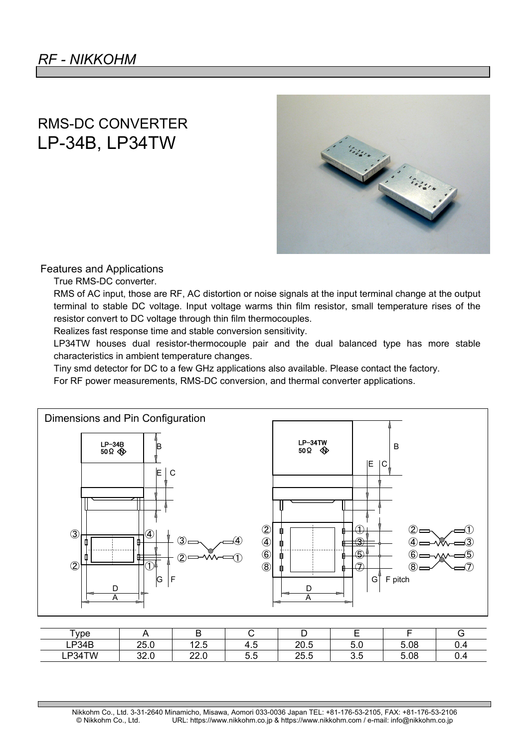*RF - NIKKOHM*

# RMS-DC CONVERTER
# LP-34B, LP34TW

## Features and Applications

True RMS-DC converter.

RMS of AC input, those are RF, AC distortion or noise signals at the input terminal change at the output terminal to stable DC voltage. Input voltage warms thin film resistor, small temperature rises of the resistor convert to DC voltage through thin film thermocouples.

Realizes fast response time and stable conversion sensitivity.

LP34TW houses dual resistor-thermocouple pair and the dual balanced type has more stable characteristics in ambient temperature changes.

Tiny smd detector for DC to a few GHz applications also available. Please contact the factory.

For RF power measurements, RMS-DC conversion, and thermal converter applications.

## Dimensions and Pin Configuration

| Type | A | B | C | D | E | F | G |
|---|---|---|---|---|---|---|---|
| LP34B | 25.0 | 12.5 | 4.5 | 20.5 | 5.0 | 5.08 | 0.4 |
| LP34TW | 32.0 | 22.0 | 5.5 | 25.5 | 3.5 | 5.08 | 0.4 |

Nikkohm Co., Ltd. 3-31-2640 Minamicho, Misawa, Aomori 033-0036 Japan TEL: +81-176-53-2105, FAX: +81-176-53-2106
© Nikkohm Co., Ltd. URL: https://www.nikkohm.co.jp & https://www.nikkohm.com / e-mail: info@nikkohm.co.jp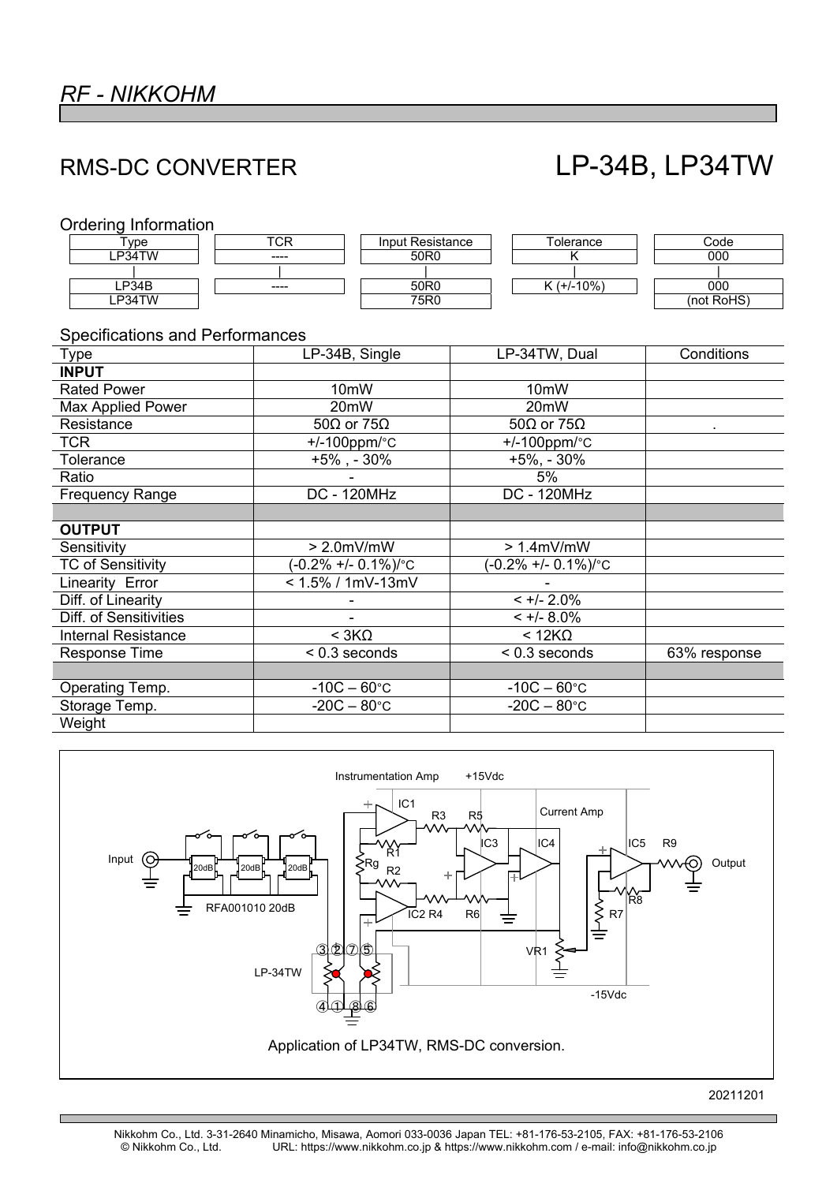*RF - NIKKOHM*

# RMS-DC CONVERTER

# LP-34B, LP34TW

## Ordering Information

| Type | TCR | Input Resistance | Tolerance | Code |
|---|---|---|---|---|
| LP34TW | ---- | 50R0 | K | 000 |
| LP34B | ---- | 50R0 | K (+/-10%) | 000 |
| LP34TW | | 75R0 | | (not RoHS) |

## Specifications and Performances

| Type | LP-34B, Single | LP-34TW, Dual | Conditions |
|---|---|---|---|
| **INPUT** | | | |
| Rated Power | 10mW | 10mW | |
| Max Applied Power | 20mW | 20mW | |
| Resistance | 50Ω or 75Ω | 50Ω or 75Ω | . |
| TCR | +/-100ppm/°C | +/-100ppm/°C | |
| Tolerance | +5% , - 30% | +5%, - 30% | |
| Ratio | - | 5% | |
| Frequency Range | DC - 120MHz | DC - 120MHz | |
| | | | |
| **OUTPUT** | | | |
| Sensitivity | > 2.0mV/mW | > 1.4mV/mW | |
| TC of Sensitivity | (-0.2% +/- 0.1%)/°C | (-0.2% +/- 0.1%)/°C | |
| Linearity Error | < 1.5% / 1mV-13mV | - | |
| Diff. of Linearity | - | < +/- 2.0% | |
| Diff. of Sensitivities | - | < +/- 8.0% | |
| Internal Resistance | < 3KΩ | < 12KΩ | |
| Response Time | < 0.3 seconds | < 0.3 seconds | 63% response |
| | | | |
| Operating Temp. | -10C – 60°C | -10C – 60°C | |
| Storage Temp. | -20C – 80°C | -20C – 80°C | |
| Weight | | | |

Instrumentation Amp
+15Vdc
IC1
R3
R5
Current Amp
IC3
IC4
IC5
R9
Input
20dB
20dB
20dB
Rg
R1
R2
Output
RFA001010 20dB
IC2 R4
R6
R8
R7
③②⑦⑤
VR1
LP-34TW
-15Vdc
④①⑧⑥

Application of LP34TW, RMS-DC conversion.

20211201

Nikkohm Co., Ltd. 3-31-2640 Minamicho, Misawa, Aomori 033-0036 Japan TEL: +81-176-53-2105, FAX: +81-176-53-2106
© Nikkohm Co., Ltd. URL: https://www.nikkohm.co.jp & https://www.nikkohm.com / e-mail: info@nikkohm.co.jp